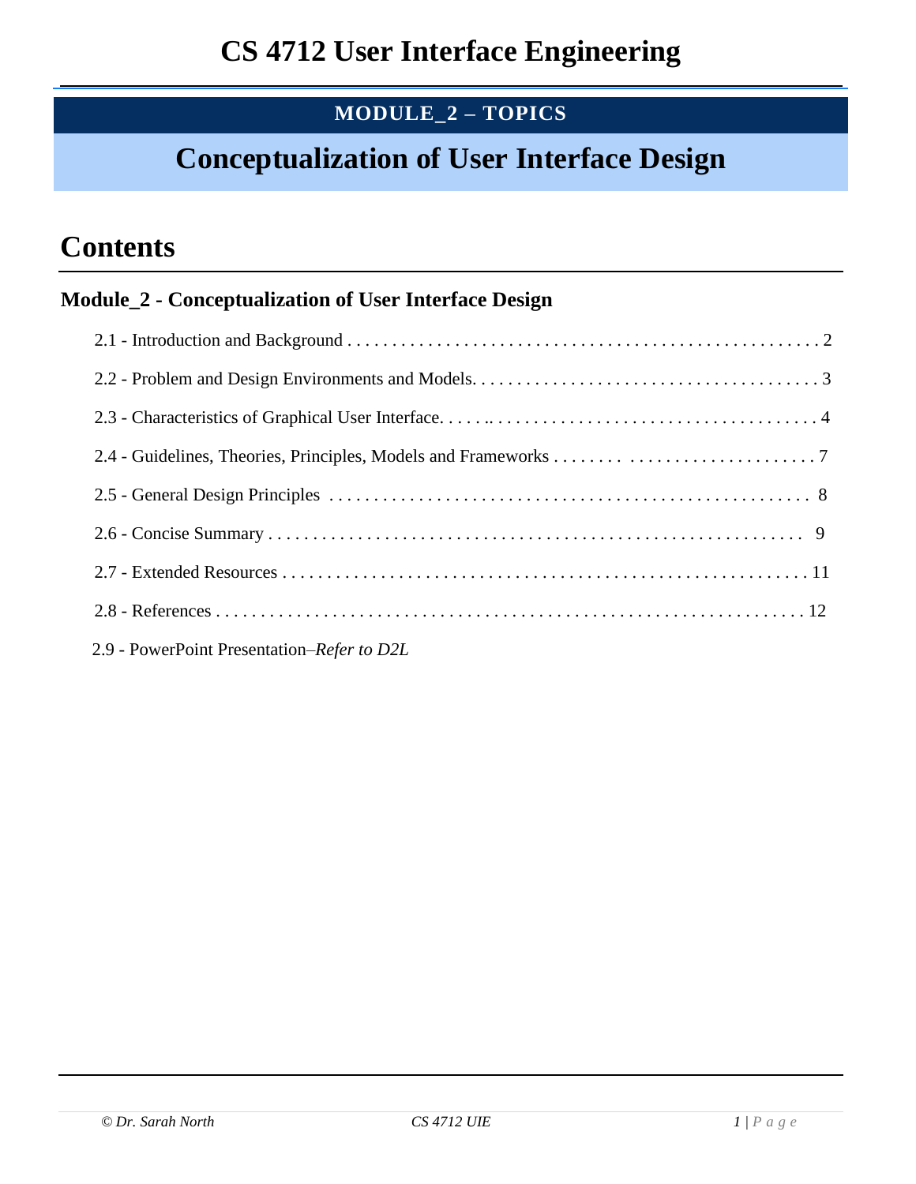# CS 4712 User Interface Engineering

**MODULE_2 – TOPICS**

## Conceptualization of User Interface Design

# Contents

**Module_2 - Conceptualization of User Interface Design**

- 2.1 - Introduction and Background . . . . . . . . . . . . . . . . . . . . . . . . . . . . . . . . . . . . . . . . . . . . . . . . . . . . . 2
- 2.2 - Problem and Design Environments and Models. . . . . . . . . . . . . . . . . . . . . . . . . . . . . . . . . . . . . . . 3
- 2.3 - Characteristics of Graphical User Interface. . . . . . .. . . . . . . . . . . . . . . . . . . . . . . . . . . . . . . . . . . . . 4
- 2.4 - Guidelines, Theories, Principles, Models and Frameworks . . . . . . . . . . . . . . . . . . . . . . . . . . . . . 7
- 2.5 - General Design Principles . . . . . . . . . . . . . . . . . . . . . . . . . . . . . . . . . . . . . . . . . . . . . . . . . . . . . 8
- 2.6 - Concise Summary . . . . . . . . . . . . . . . . . . . . . . . . . . . . . . . . . . . . . . . . . . . . . . . . . . . . . . . . . . . . . 9
- 2.7 - Extended Resources . . . . . . . . . . . . . . . . . . . . . . . . . . . . . . . . . . . . . . . . . . . . . . . . . . . . . . . . . . . 11
- 2.8 - References . . . . . . . . . . . . . . . . . . . . . . . . . . . . . . . . . . . . . . . . . . . . . . . . . . . . . . . . . . . . . . . . . . . 12
- 2.9 - PowerPoint Presentation–*Refer to D2L*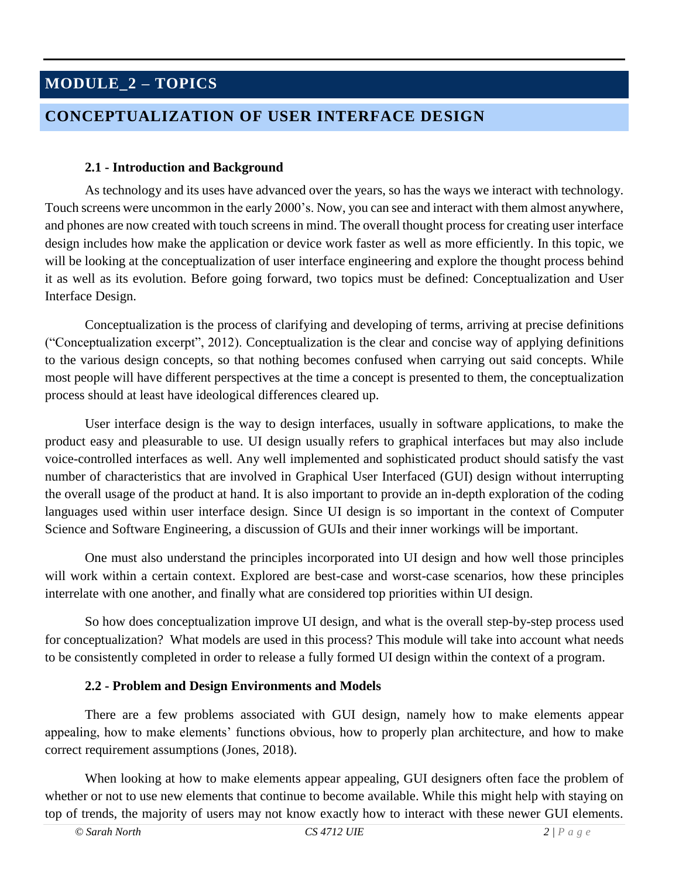# MODULE_2 – TOPICS

## CONCEPTUALIZATION OF USER INTERFACE DESIGN

### 2.1 - Introduction and Background

As technology and its uses have advanced over the years, so has the ways we interact with technology. Touch screens were uncommon in the early 2000's. Now, you can see and interact with them almost anywhere, and phones are now created with touch screens in mind. The overall thought process for creating user interface design includes how make the application or device work faster as well as more efficiently. In this topic, we will be looking at the conceptualization of user interface engineering and explore the thought process behind it as well as its evolution. Before going forward, two topics must be defined: Conceptualization and User Interface Design.

Conceptualization is the process of clarifying and developing of terms, arriving at precise definitions ("Conceptualization excerpt", 2012). Conceptualization is the clear and concise way of applying definitions to the various design concepts, so that nothing becomes confused when carrying out said concepts. While most people will have different perspectives at the time a concept is presented to them, the conceptualization process should at least have ideological differences cleared up.

User interface design is the way to design interfaces, usually in software applications, to make the product easy and pleasurable to use. UI design usually refers to graphical interfaces but may also include voice-controlled interfaces as well. Any well implemented and sophisticated product should satisfy the vast number of characteristics that are involved in Graphical User Interfaced (GUI) design without interrupting the overall usage of the product at hand. It is also important to provide an in-depth exploration of the coding languages used within user interface design. Since UI design is so important in the context of Computer Science and Software Engineering, a discussion of GUIs and their inner workings will be important.

One must also understand the principles incorporated into UI design and how well those principles will work within a certain context. Explored are best-case and worst-case scenarios, how these principles interrelate with one another, and finally what are considered top priorities within UI design.

So how does conceptualization improve UI design, and what is the overall step-by-step process used for conceptualization? What models are used in this process? This module will take into account what needs to be consistently completed in order to release a fully formed UI design within the context of a program.

### 2.2 - Problem and Design Environments and Models

There are a few problems associated with GUI design, namely how to make elements appear appealing, how to make elements' functions obvious, how to properly plan architecture, and how to make correct requirement assumptions (Jones, 2018).

When looking at how to make elements appear appealing, GUI designers often face the problem of whether or not to use new elements that continue to become available. While this might help with staying on top of trends, the majority of users may not know exactly how to interact with these newer GUI elements.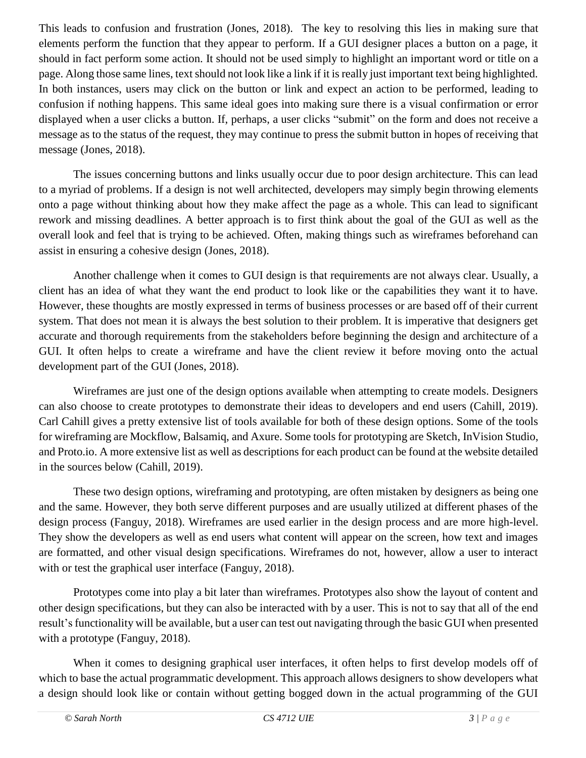This leads to confusion and frustration (Jones, 2018). The key to resolving this lies in making sure that elements perform the function that they appear to perform. If a GUI designer places a button on a page, it should in fact perform some action. It should not be used simply to highlight an important word or title on a page. Along those same lines, text should not look like a link if it is really just important text being highlighted. In both instances, users may click on the button or link and expect an action to be performed, leading to confusion if nothing happens. This same ideal goes into making sure there is a visual confirmation or error displayed when a user clicks a button. If, perhaps, a user clicks "submit" on the form and does not receive a message as to the status of the request, they may continue to press the submit button in hopes of receiving that message (Jones, 2018).

The issues concerning buttons and links usually occur due to poor design architecture. This can lead to a myriad of problems. If a design is not well architected, developers may simply begin throwing elements onto a page without thinking about how they make affect the page as a whole. This can lead to significant rework and missing deadlines. A better approach is to first think about the goal of the GUI as well as the overall look and feel that is trying to be achieved. Often, making things such as wireframes beforehand can assist in ensuring a cohesive design (Jones, 2018).

Another challenge when it comes to GUI design is that requirements are not always clear. Usually, a client has an idea of what they want the end product to look like or the capabilities they want it to have. However, these thoughts are mostly expressed in terms of business processes or are based off of their current system. That does not mean it is always the best solution to their problem. It is imperative that designers get accurate and thorough requirements from the stakeholders before beginning the design and architecture of a GUI. It often helps to create a wireframe and have the client review it before moving onto the actual development part of the GUI (Jones, 2018).

Wireframes are just one of the design options available when attempting to create models. Designers can also choose to create prototypes to demonstrate their ideas to developers and end users (Cahill, 2019). Carl Cahill gives a pretty extensive list of tools available for both of these design options. Some of the tools for wireframing are Mockflow, Balsamiq, and Axure. Some tools for prototyping are Sketch, InVision Studio, and Proto.io. A more extensive list as well as descriptions for each product can be found at the website detailed in the sources below (Cahill, 2019).

These two design options, wireframing and prototyping, are often mistaken by designers as being one and the same. However, they both serve different purposes and are usually utilized at different phases of the design process (Fanguy, 2018). Wireframes are used earlier in the design process and are more high-level. They show the developers as well as end users what content will appear on the screen, how text and images are formatted, and other visual design specifications. Wireframes do not, however, allow a user to interact with or test the graphical user interface (Fanguy, 2018).

Prototypes come into play a bit later than wireframes. Prototypes also show the layout of content and other design specifications, but they can also be interacted with by a user. This is not to say that all of the end result's functionality will be available, but a user can test out navigating through the basic GUI when presented with a prototype (Fanguy, 2018).

When it comes to designing graphical user interfaces, it often helps to first develop models off of which to base the actual programmatic development. This approach allows designers to show developers what a design should look like or contain without getting bogged down in the actual programming of the GUI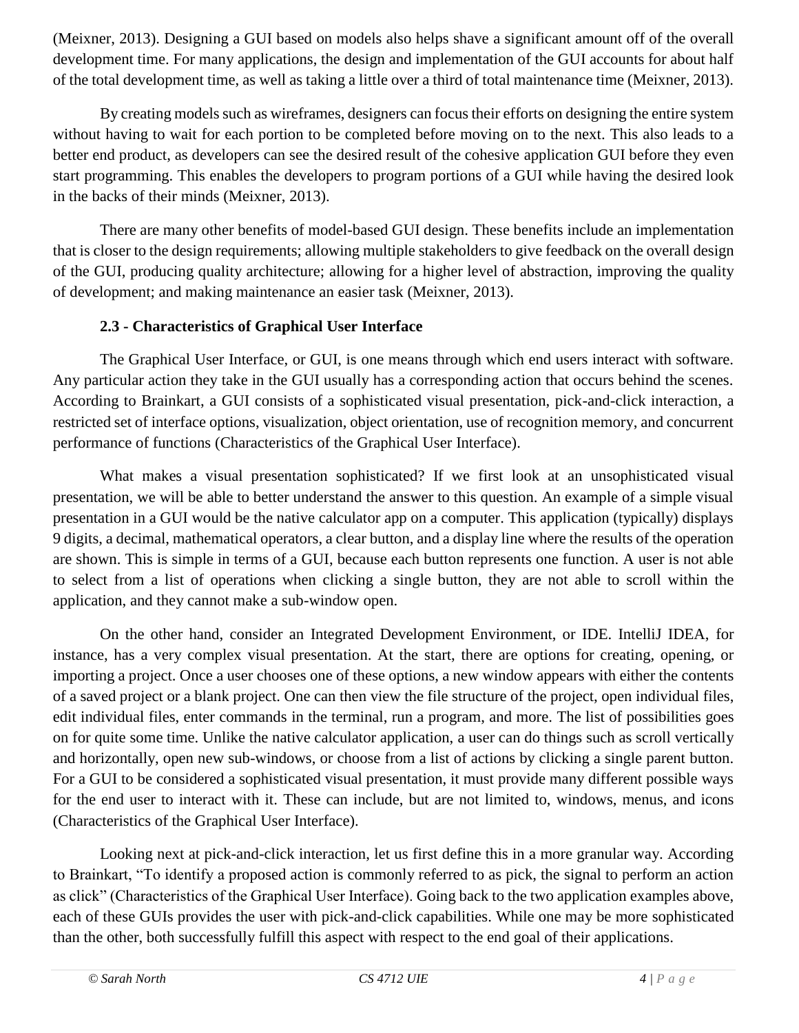(Meixner, 2013). Designing a GUI based on models also helps shave a significant amount off of the overall development time. For many applications, the design and implementation of the GUI accounts for about half of the total development time, as well as taking a little over a third of total maintenance time (Meixner, 2013).

By creating models such as wireframes, designers can focus their efforts on designing the entire system without having to wait for each portion to be completed before moving on to the next. This also leads to a better end product, as developers can see the desired result of the cohesive application GUI before they even start programming. This enables the developers to program portions of a GUI while having the desired look in the backs of their minds (Meixner, 2013).

There are many other benefits of model-based GUI design. These benefits include an implementation that is closer to the design requirements; allowing multiple stakeholders to give feedback on the overall design of the GUI, producing quality architecture; allowing for a higher level of abstraction, improving the quality of development; and making maintenance an easier task (Meixner, 2013).

### 2.3 - Characteristics of Graphical User Interface

The Graphical User Interface, or GUI, is one means through which end users interact with software. Any particular action they take in the GUI usually has a corresponding action that occurs behind the scenes. According to Brainkart, a GUI consists of a sophisticated visual presentation, pick-and-click interaction, a restricted set of interface options, visualization, object orientation, use of recognition memory, and concurrent performance of functions (Characteristics of the Graphical User Interface).

What makes a visual presentation sophisticated? If we first look at an unsophisticated visual presentation, we will be able to better understand the answer to this question. An example of a simple visual presentation in a GUI would be the native calculator app on a computer. This application (typically) displays 9 digits, a decimal, mathematical operators, a clear button, and a display line where the results of the operation are shown. This is simple in terms of a GUI, because each button represents one function. A user is not able to select from a list of operations when clicking a single button, they are not able to scroll within the application, and they cannot make a sub-window open.

On the other hand, consider an Integrated Development Environment, or IDE. IntelliJ IDEA, for instance, has a very complex visual presentation. At the start, there are options for creating, opening, or importing a project. Once a user chooses one of these options, a new window appears with either the contents of a saved project or a blank project. One can then view the file structure of the project, open individual files, edit individual files, enter commands in the terminal, run a program, and more. The list of possibilities goes on for quite some time. Unlike the native calculator application, a user can do things such as scroll vertically and horizontally, open new sub-windows, or choose from a list of actions by clicking a single parent button. For a GUI to be considered a sophisticated visual presentation, it must provide many different possible ways for the end user to interact with it. These can include, but are not limited to, windows, menus, and icons (Characteristics of the Graphical User Interface).

Looking next at pick-and-click interaction, let us first define this in a more granular way. According to Brainkart, "To identify a proposed action is commonly referred to as pick, the signal to perform an action as click" (Characteristics of the Graphical User Interface). Going back to the two application examples above, each of these GUIs provides the user with pick-and-click capabilities. While one may be more sophisticated than the other, both successfully fulfill this aspect with respect to the end goal of their applications.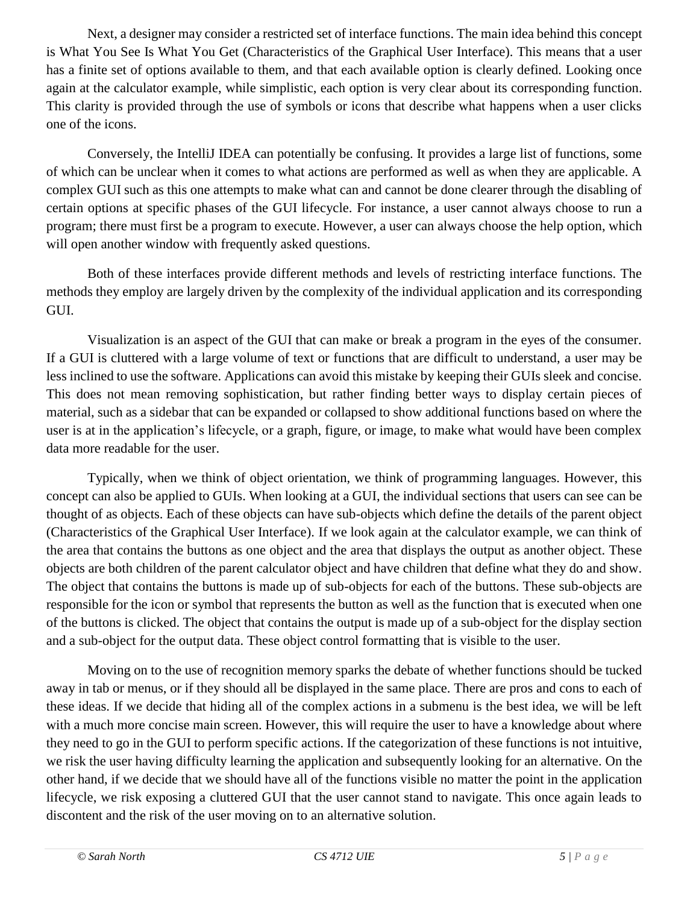Next, a designer may consider a restricted set of interface functions. The main idea behind this concept is What You See Is What You Get (Characteristics of the Graphical User Interface). This means that a user has a finite set of options available to them, and that each available option is clearly defined. Looking once again at the calculator example, while simplistic, each option is very clear about its corresponding function. This clarity is provided through the use of symbols or icons that describe what happens when a user clicks one of the icons.

Conversely, the IntelliJ IDEA can potentially be confusing. It provides a large list of functions, some of which can be unclear when it comes to what actions are performed as well as when they are applicable. A complex GUI such as this one attempts to make what can and cannot be done clearer through the disabling of certain options at specific phases of the GUI lifecycle. For instance, a user cannot always choose to run a program; there must first be a program to execute. However, a user can always choose the help option, which will open another window with frequently asked questions.

Both of these interfaces provide different methods and levels of restricting interface functions. The methods they employ are largely driven by the complexity of the individual application and its corresponding GUI.

Visualization is an aspect of the GUI that can make or break a program in the eyes of the consumer. If a GUI is cluttered with a large volume of text or functions that are difficult to understand, a user may be less inclined to use the software. Applications can avoid this mistake by keeping their GUIs sleek and concise. This does not mean removing sophistication, but rather finding better ways to display certain pieces of material, such as a sidebar that can be expanded or collapsed to show additional functions based on where the user is at in the application's lifecycle, or a graph, figure, or image, to make what would have been complex data more readable for the user.

Typically, when we think of object orientation, we think of programming languages. However, this concept can also be applied to GUIs. When looking at a GUI, the individual sections that users can see can be thought of as objects. Each of these objects can have sub-objects which define the details of the parent object (Characteristics of the Graphical User Interface). If we look again at the calculator example, we can think of the area that contains the buttons as one object and the area that displays the output as another object. These objects are both children of the parent calculator object and have children that define what they do and show. The object that contains the buttons is made up of sub-objects for each of the buttons. These sub-objects are responsible for the icon or symbol that represents the button as well as the function that is executed when one of the buttons is clicked. The object that contains the output is made up of a sub-object for the display section and a sub-object for the output data. These object control formatting that is visible to the user.

Moving on to the use of recognition memory sparks the debate of whether functions should be tucked away in tab or menus, or if they should all be displayed in the same place. There are pros and cons to each of these ideas. If we decide that hiding all of the complex actions in a submenu is the best idea, we will be left with a much more concise main screen. However, this will require the user to have a knowledge about where they need to go in the GUI to perform specific actions. If the categorization of these functions is not intuitive, we risk the user having difficulty learning the application and subsequently looking for an alternative. On the other hand, if we decide that we should have all of the functions visible no matter the point in the application lifecycle, we risk exposing a cluttered GUI that the user cannot stand to navigate. This once again leads to discontent and the risk of the user moving on to an alternative solution.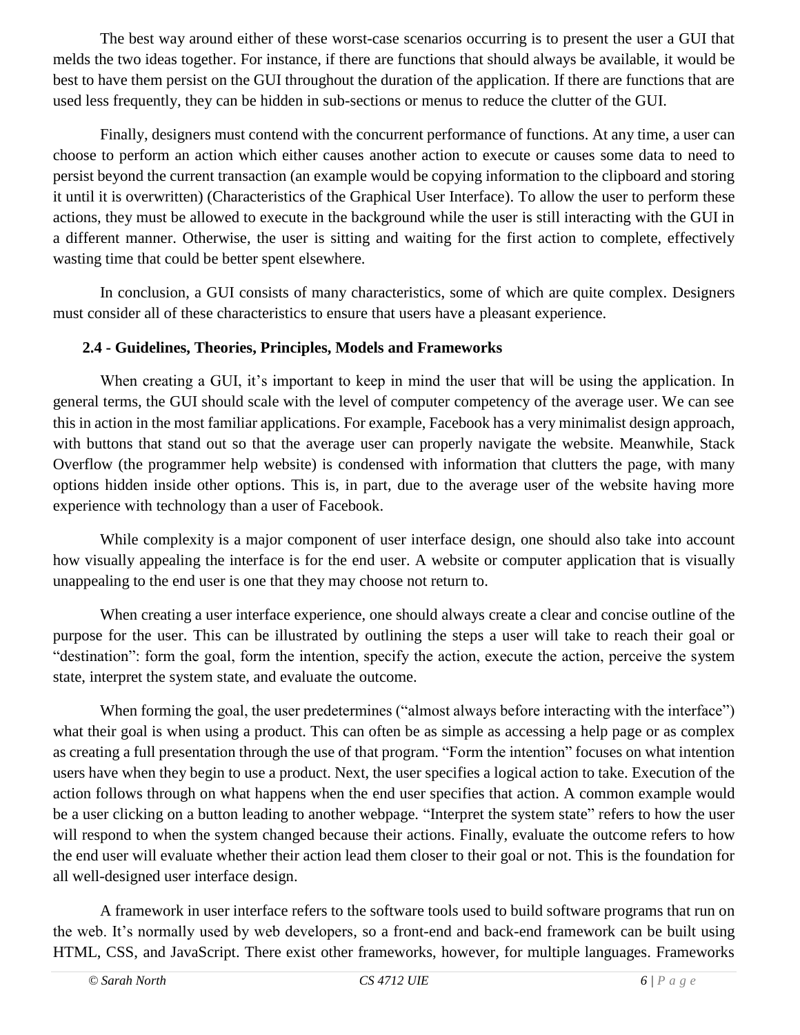The best way around either of these worst-case scenarios occurring is to present the user a GUI that melds the two ideas together. For instance, if there are functions that should always be available, it would be best to have them persist on the GUI throughout the duration of the application. If there are functions that are used less frequently, they can be hidden in sub-sections or menus to reduce the clutter of the GUI.

Finally, designers must contend with the concurrent performance of functions. At any time, a user can choose to perform an action which either causes another action to execute or causes some data to need to persist beyond the current transaction (an example would be copying information to the clipboard and storing it until it is overwritten) (Characteristics of the Graphical User Interface). To allow the user to perform these actions, they must be allowed to execute in the background while the user is still interacting with the GUI in a different manner. Otherwise, the user is sitting and waiting for the first action to complete, effectively wasting time that could be better spent elsewhere.

In conclusion, a GUI consists of many characteristics, some of which are quite complex. Designers must consider all of these characteristics to ensure that users have a pleasant experience.

### 2.4 - Guidelines, Theories, Principles, Models and Frameworks

When creating a GUI, it's important to keep in mind the user that will be using the application. In general terms, the GUI should scale with the level of computer competency of the average user. We can see this in action in the most familiar applications. For example, Facebook has a very minimalist design approach, with buttons that stand out so that the average user can properly navigate the website. Meanwhile, Stack Overflow (the programmer help website) is condensed with information that clutters the page, with many options hidden inside other options. This is, in part, due to the average user of the website having more experience with technology than a user of Facebook.

While complexity is a major component of user interface design, one should also take into account how visually appealing the interface is for the end user. A website or computer application that is visually unappealing to the end user is one that they may choose not return to.

When creating a user interface experience, one should always create a clear and concise outline of the purpose for the user. This can be illustrated by outlining the steps a user will take to reach their goal or "destination": form the goal, form the intention, specify the action, execute the action, perceive the system state, interpret the system state, and evaluate the outcome.

When forming the goal, the user predetermines ("almost always before interacting with the interface") what their goal is when using a product. This can often be as simple as accessing a help page or as complex as creating a full presentation through the use of that program. "Form the intention" focuses on what intention users have when they begin to use a product. Next, the user specifies a logical action to take. Execution of the action follows through on what happens when the end user specifies that action. A common example would be a user clicking on a button leading to another webpage. "Interpret the system state" refers to how the user will respond to when the system changed because their actions. Finally, evaluate the outcome refers to how the end user will evaluate whether their action lead them closer to their goal or not. This is the foundation for all well-designed user interface design.

A framework in user interface refers to the software tools used to build software programs that run on the web. It's normally used by web developers, so a front-end and back-end framework can be built using HTML, CSS, and JavaScript. There exist other frameworks, however, for multiple languages. Frameworks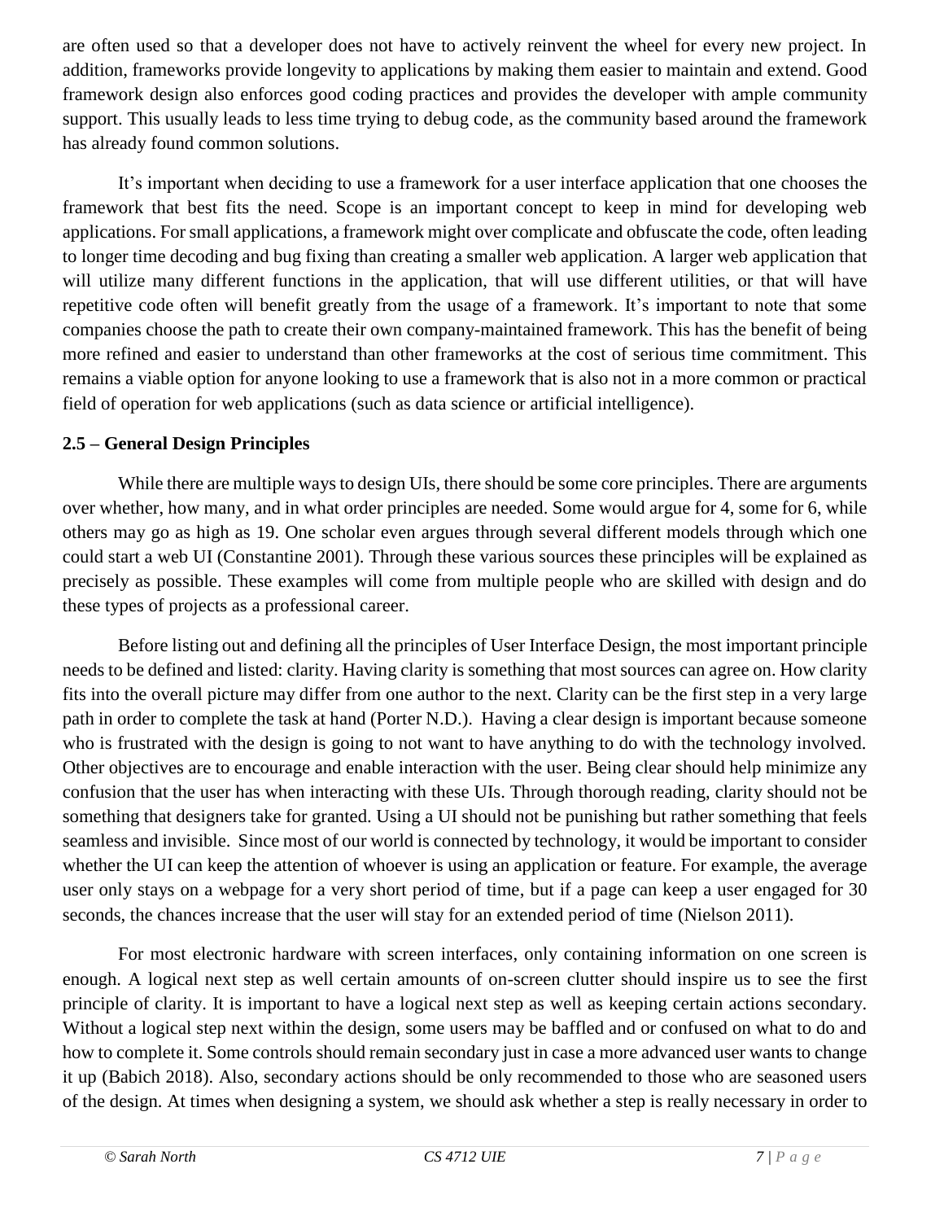are often used so that a developer does not have to actively reinvent the wheel for every new project. In addition, frameworks provide longevity to applications by making them easier to maintain and extend. Good framework design also enforces good coding practices and provides the developer with ample community support. This usually leads to less time trying to debug code, as the community based around the framework has already found common solutions.

It's important when deciding to use a framework for a user interface application that one chooses the framework that best fits the need. Scope is an important concept to keep in mind for developing web applications. For small applications, a framework might over complicate and obfuscate the code, often leading to longer time decoding and bug fixing than creating a smaller web application. A larger web application that will utilize many different functions in the application, that will use different utilities, or that will have repetitive code often will benefit greatly from the usage of a framework. It's important to note that some companies choose the path to create their own company-maintained framework. This has the benefit of being more refined and easier to understand than other frameworks at the cost of serious time commitment. This remains a viable option for anyone looking to use a framework that is also not in a more common or practical field of operation for web applications (such as data science or artificial intelligence).

### 2.5 – General Design Principles

While there are multiple ways to design UIs, there should be some core principles. There are arguments over whether, how many, and in what order principles are needed. Some would argue for 4, some for 6, while others may go as high as 19. One scholar even argues through several different models through which one could start a web UI (Constantine 2001). Through these various sources these principles will be explained as precisely as possible. These examples will come from multiple people who are skilled with design and do these types of projects as a professional career.

Before listing out and defining all the principles of User Interface Design, the most important principle needs to be defined and listed: clarity. Having clarity is something that most sources can agree on. How clarity fits into the overall picture may differ from one author to the next. Clarity can be the first step in a very large path in order to complete the task at hand (Porter N.D.). Having a clear design is important because someone who is frustrated with the design is going to not want to have anything to do with the technology involved. Other objectives are to encourage and enable interaction with the user. Being clear should help minimize any confusion that the user has when interacting with these UIs. Through thorough reading, clarity should not be something that designers take for granted. Using a UI should not be punishing but rather something that feels seamless and invisible. Since most of our world is connected by technology, it would be important to consider whether the UI can keep the attention of whoever is using an application or feature. For example, the average user only stays on a webpage for a very short period of time, but if a page can keep a user engaged for 30 seconds, the chances increase that the user will stay for an extended period of time (Nielson 2011).

For most electronic hardware with screen interfaces, only containing information on one screen is enough. A logical next step as well certain amounts of on-screen clutter should inspire us to see the first principle of clarity. It is important to have a logical next step as well as keeping certain actions secondary. Without a logical step next within the design, some users may be baffled and or confused on what to do and how to complete it. Some controls should remain secondary just in case a more advanced user wants to change it up (Babich 2018). Also, secondary actions should be only recommended to those who are seasoned users of the design. At times when designing a system, we should ask whether a step is really necessary in order to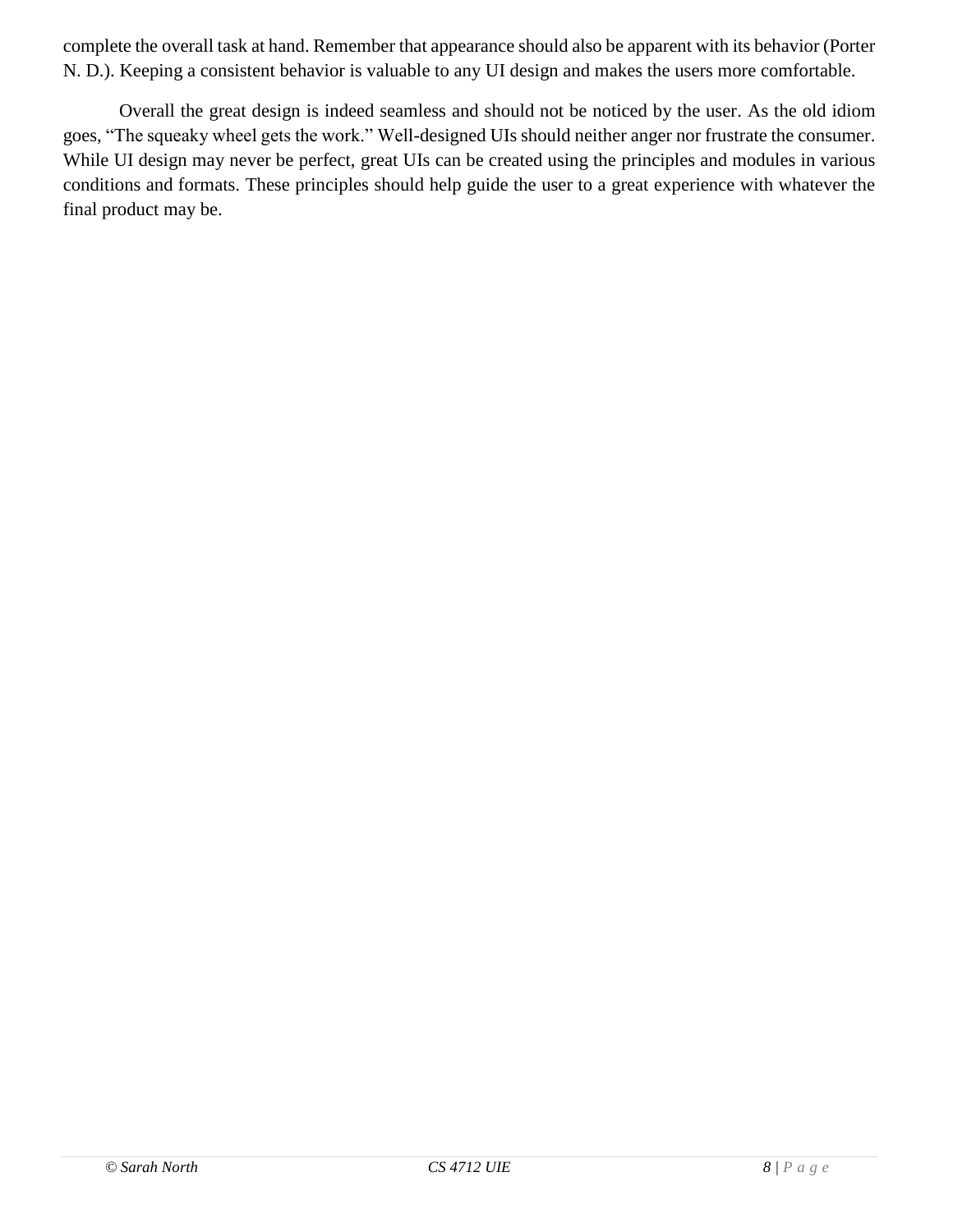complete the overall task at hand. Remember that appearance should also be apparent with its behavior (Porter N. D.). Keeping a consistent behavior is valuable to any UI design and makes the users more comfortable.

Overall the great design is indeed seamless and should not be noticed by the user. As the old idiom goes, "The squeaky wheel gets the work." Well-designed UIs should neither anger nor frustrate the consumer. While UI design may never be perfect, great UIs can be created using the principles and modules in various conditions and formats. These principles should help guide the user to a great experience with whatever the final product may be.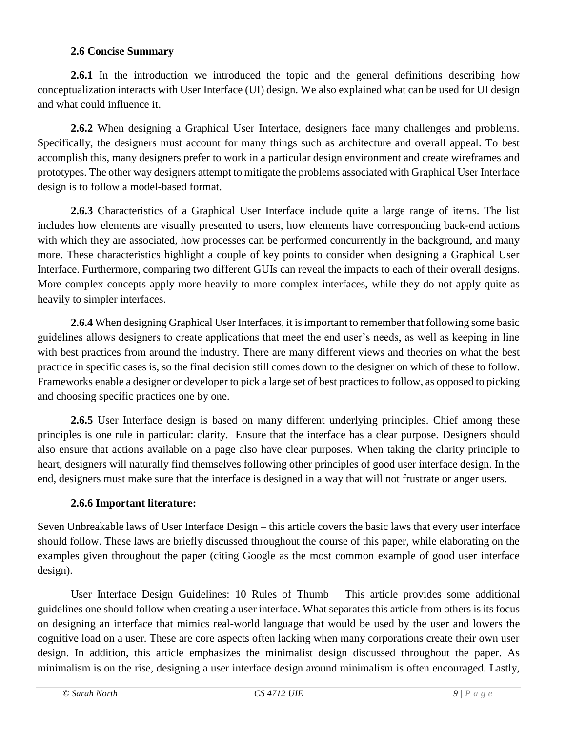### 2.6 Concise Summary

**2.6.1** In the introduction we introduced the topic and the general definitions describing how conceptualization interacts with User Interface (UI) design. We also explained what can be used for UI design and what could influence it.

**2.6.2** When designing a Graphical User Interface, designers face many challenges and problems. Specifically, the designers must account for many things such as architecture and overall appeal. To best accomplish this, many designers prefer to work in a particular design environment and create wireframes and prototypes. The other way designers attempt to mitigate the problems associated with Graphical User Interface design is to follow a model-based format.

**2.6.3** Characteristics of a Graphical User Interface include quite a large range of items. The list includes how elements are visually presented to users, how elements have corresponding back-end actions with which they are associated, how processes can be performed concurrently in the background, and many more. These characteristics highlight a couple of key points to consider when designing a Graphical User Interface. Furthermore, comparing two different GUIs can reveal the impacts to each of their overall designs. More complex concepts apply more heavily to more complex interfaces, while they do not apply quite as heavily to simpler interfaces.

**2.6.4** When designing Graphical User Interfaces, it is important to remember that following some basic guidelines allows designers to create applications that meet the end user's needs, as well as keeping in line with best practices from around the industry. There are many different views and theories on what the best practice in specific cases is, so the final decision still comes down to the designer on which of these to follow. Frameworks enable a designer or developer to pick a large set of best practices to follow, as opposed to picking and choosing specific practices one by one.

**2.6.5** User Interface design is based on many different underlying principles. Chief among these principles is one rule in particular: clarity. Ensure that the interface has a clear purpose. Designers should also ensure that actions available on a page also have clear purposes. When taking the clarity principle to heart, designers will naturally find themselves following other principles of good user interface design. In the end, designers must make sure that the interface is designed in a way that will not frustrate or anger users.

### 2.6.6 Important literature:

Seven Unbreakable laws of User Interface Design – this article covers the basic laws that every user interface should follow. These laws are briefly discussed throughout the course of this paper, while elaborating on the examples given throughout the paper (citing Google as the most common example of good user interface design).

User Interface Design Guidelines: 10 Rules of Thumb – This article provides some additional guidelines one should follow when creating a user interface. What separates this article from others is its focus on designing an interface that mimics real-world language that would be used by the user and lowers the cognitive load on a user. These are core aspects often lacking when many corporations create their own user design. In addition, this article emphasizes the minimalist design discussed throughout the paper. As minimalism is on the rise, designing a user interface design around minimalism is often encouraged. Lastly,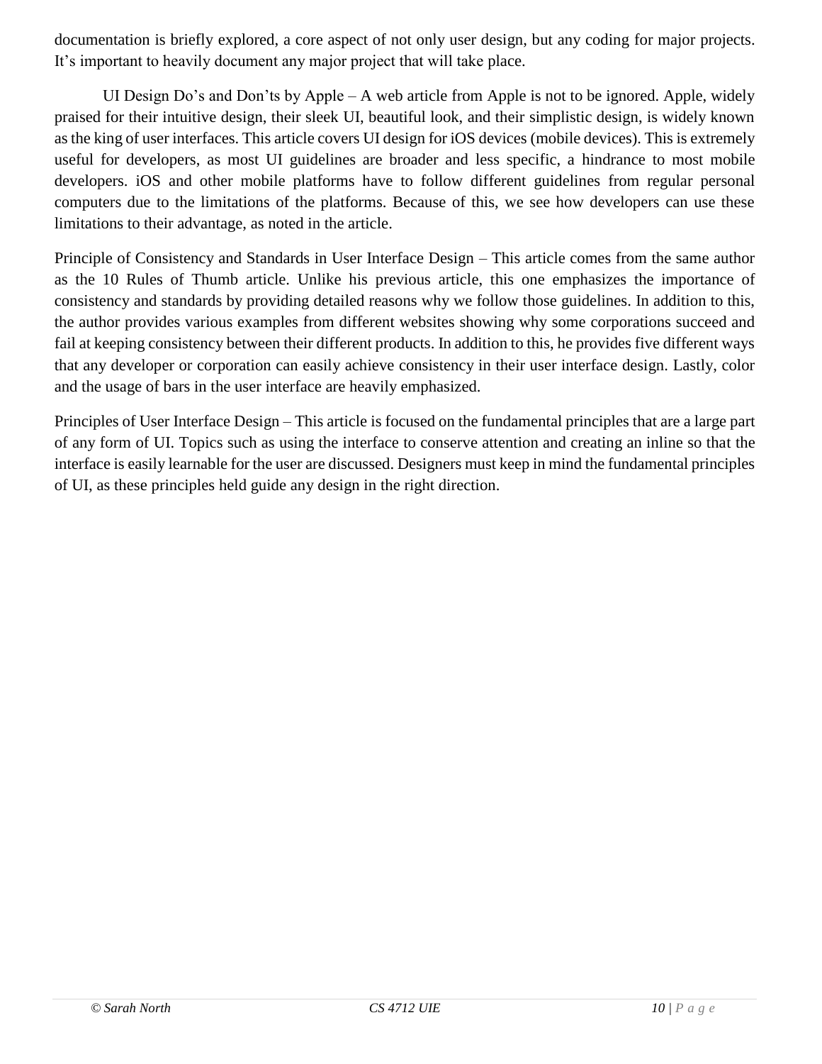documentation is briefly explored, a core aspect of not only user design, but any coding for major projects. It's important to heavily document any major project that will take place.

UI Design Do's and Don'ts by Apple – A web article from Apple is not to be ignored. Apple, widely praised for their intuitive design, their sleek UI, beautiful look, and their simplistic design, is widely known as the king of user interfaces. This article covers UI design for iOS devices (mobile devices). This is extremely useful for developers, as most UI guidelines are broader and less specific, a hindrance to most mobile developers. iOS and other mobile platforms have to follow different guidelines from regular personal computers due to the limitations of the platforms. Because of this, we see how developers can use these limitations to their advantage, as noted in the article.

Principle of Consistency and Standards in User Interface Design – This article comes from the same author as the 10 Rules of Thumb article. Unlike his previous article, this one emphasizes the importance of consistency and standards by providing detailed reasons why we follow those guidelines. In addition to this, the author provides various examples from different websites showing why some corporations succeed and fail at keeping consistency between their different products. In addition to this, he provides five different ways that any developer or corporation can easily achieve consistency in their user interface design. Lastly, color and the usage of bars in the user interface are heavily emphasized.

Principles of User Interface Design – This article is focused on the fundamental principles that are a large part of any form of UI. Topics such as using the interface to conserve attention and creating an inline so that the interface is easily learnable for the user are discussed. Designers must keep in mind the fundamental principles of UI, as these principles held guide any design in the right direction.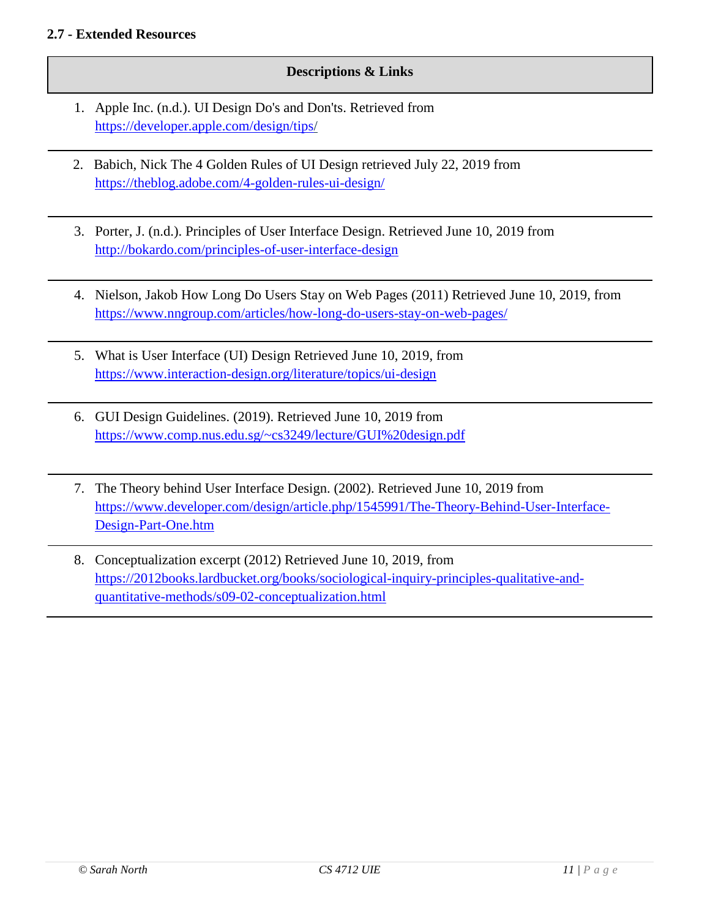**2.7 - Extended Resources**

| Descriptions & Links |
| --- |
| 1. Apple Inc. (n.d.). UI Design Do's and Don'ts. Retrieved from https://developer.apple.com/design/tips/ |
| 2. Babich, Nick The 4 Golden Rules of UI Design retrieved July 22, 2019 from https://theblog.adobe.com/4-golden-rules-ui-design/ |
| 3. Porter, J. (n.d.). Principles of User Interface Design. Retrieved June 10, 2019 from http://bokardo.com/principles-of-user-interface-design |
| 4. Nielson, Jakob How Long Do Users Stay on Web Pages (2011) Retrieved June 10, 2019, from https://www.nngroup.com/articles/how-long-do-users-stay-on-web-pages/ |
| 5. What is User Interface (UI) Design Retrieved June 10, 2019, from https://www.interaction-design.org/literature/topics/ui-design |
| 6. GUI Design Guidelines. (2019). Retrieved June 10, 2019 from https://www.comp.nus.edu.sg/~cs3249/lecture/GUI%20design.pdf |
| 7. The Theory behind User Interface Design. (2002). Retrieved June 10, 2019 from https://www.developer.com/design/article.php/1545991/The-Theory-Behind-User-Interface-Design-Part-One.htm |
| 8. Conceptualization excerpt (2012) Retrieved June 10, 2019, from https://2012books.lardbucket.org/books/sociological-inquiry-principles-qualitative-and-quantitative-methods/s09-02-conceptualization.html |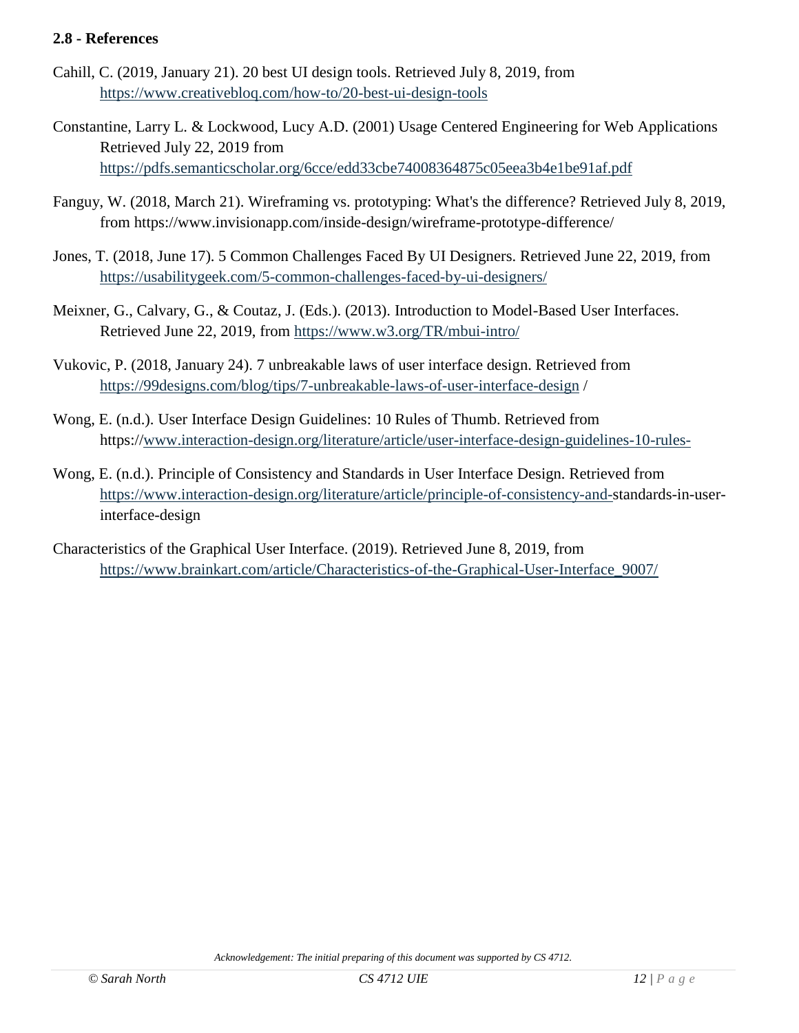**2.8 - References**

Cahill, C. (2019, January 21). 20 best UI design tools. Retrieved July 8, 2019, from https://www.creativebloq.com/how-to/20-best-ui-design-tools

Constantine, Larry L. & Lockwood, Lucy A.D. (2001) Usage Centered Engineering for Web Applications Retrieved July 22, 2019 from https://pdfs.semanticscholar.org/6cce/edd33cbe74008364875c05eea3b4e1be91af.pdf

Fanguy, W. (2018, March 21). Wireframing vs. prototyping: What's the difference? Retrieved July 8, 2019, from https://www.invisionapp.com/inside-design/wireframe-prototype-difference/

Jones, T. (2018, June 17). 5 Common Challenges Faced By UI Designers. Retrieved June 22, 2019, from https://usabilitygeek.com/5-common-challenges-faced-by-ui-designers/

Meixner, G., Calvary, G., & Coutaz, J. (Eds.). (2013). Introduction to Model-Based User Interfaces. Retrieved June 22, 2019, from https://www.w3.org/TR/mbui-intro/

Vukovic, P. (2018, January 24). 7 unbreakable laws of user interface design. Retrieved from https://99designs.com/blog/tips/7-unbreakable-laws-of-user-interface-design /

Wong, E. (n.d.). User Interface Design Guidelines: 10 Rules of Thumb. Retrieved from https://www.interaction-design.org/literature/article/user-interface-design-guidelines-10-rules-

Wong, E. (n.d.). Principle of Consistency and Standards in User Interface Design. Retrieved from https://www.interaction-design.org/literature/article/principle-of-consistency-and-standards-in-user-interface-design

Characteristics of the Graphical User Interface. (2019). Retrieved June 8, 2019, from https://www.brainkart.com/article/Characteristics-of-the-Graphical-User-Interface_9007/

*Acknowledgement: The initial preparing of this document was supported by CS 4712.*